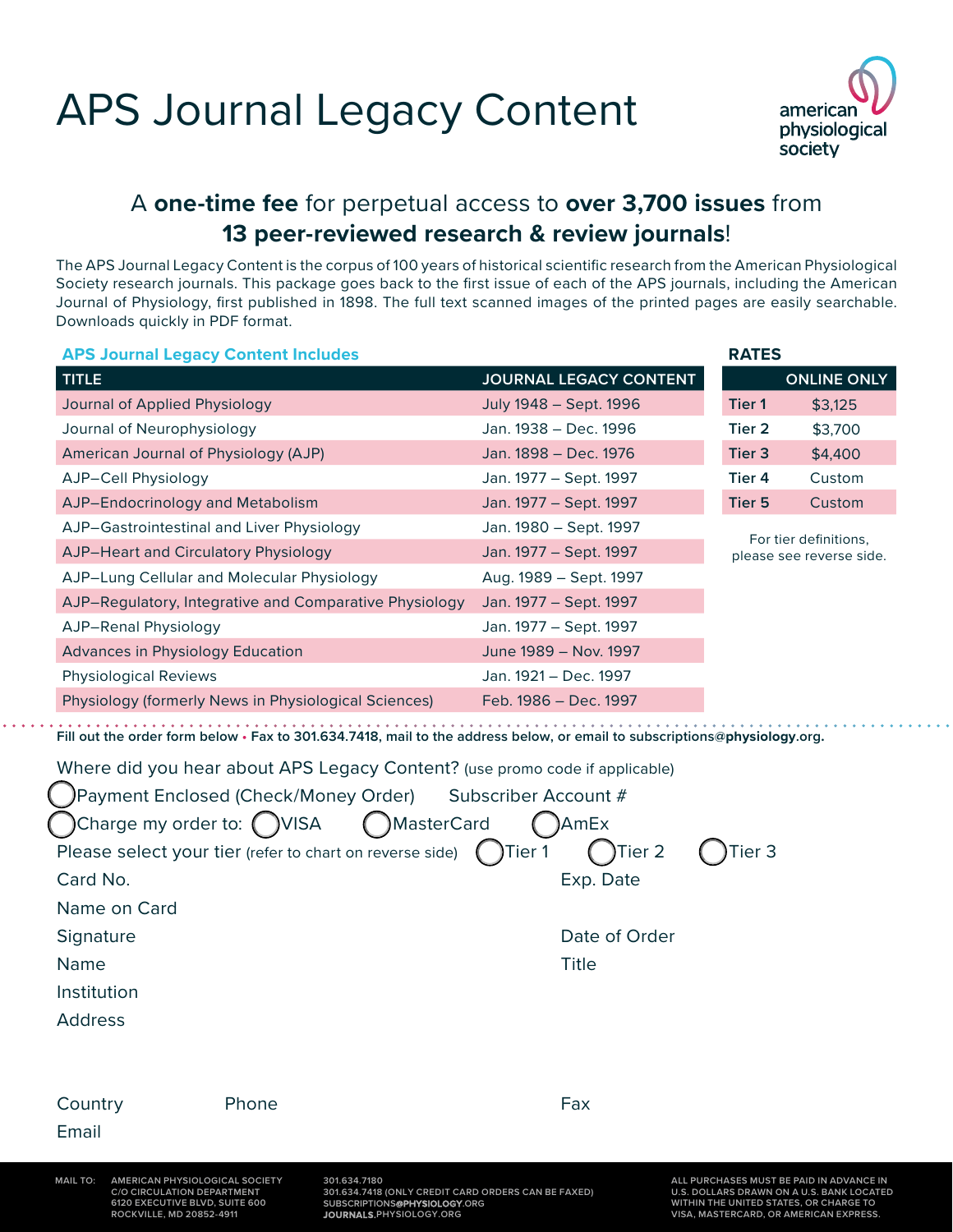# APS Journal Legacy Content

american physiological society

## A **one-time fee** for perpetual access to **over 3,700 issues** from **13 peer-reviewed research & review journals**!

The APS Journal Legacy Content is the corpus of 100 years of historical scientific research from the American Physiological Society research journals. This package goes back to the first issue of each of the APS journals, including the American Journal of Physiology, first published in 1898. The full text scanned images of the printed pages are easily searchable. Downloads quickly in PDF format.

### APS Journal Legacy Content Includes

| TITLE | JOURNAL LEGACY CONTENT |
|---|---|
| Journal of Applied Physiology | July 1948 – Sept. 1996 |
| Journal of Neurophysiology | Jan. 1938 – Dec. 1996 |
| American Journal of Physiology (AJP) | Jan. 1898 – Dec. 1976 |
| AJP–Cell Physiology | Jan. 1977 – Sept. 1997 |
| AJP–Endocrinology and Metabolism | Jan. 1977 – Sept. 1997 |
| AJP–Gastrointestinal and Liver Physiology | Jan. 1980 – Sept. 1997 |
| AJP–Heart and Circulatory Physiology | Jan. 1977 – Sept. 1997 |
| AJP–Lung Cellular and Molecular Physiology | Aug. 1989 – Sept. 1997 |
| AJP–Regulatory, Integrative and Comparative Physiology | Jan. 1977 – Sept. 1997 |
| AJP–Renal Physiology | Jan. 1977 – Sept. 1997 |
| Advances in Physiology Education | June 1989 – Nov. 1997 |
| Physiological Reviews | Jan. 1921 – Dec. 1997 |
| Physiology (formerly News in Physiological Sciences) | Feb. 1986 – Dec. 1997 |

### RATES

| | ONLINE ONLY |
|---|---|
| Tier 1 | $3,125 |
| Tier 2 | $3,700 |
| Tier 3 | $4,400 |
| Tier 4 | Custom |
| Tier 5 | Custom |

For tier definitions, please see reverse side.

**Fill out the order form below • Fax to 301.634.7418, mail to the address below, or email to subscriptions@physiology.org.**

Where did you hear about APS Legacy Content? (use promo code if applicable)

◯ Payment Enclosed (Check/Money Order)   Subscriber Account #

◯ Charge my order to: ◯ VISA ◯ MasterCard ◯ AmEx

Please select your tier (refer to chart on reverse side) ◯ Tier 1 ◯ Tier 2 ◯ Tier 3

Card No.   Exp. Date

Name on Card

Signature   Date of Order

Name   Title

Institution

Address

Country   Phone   Fax

Email

MAIL TO: AMERICAN PHYSIOLOGICAL SOCIETY
C/O CIRCULATION DEPARTMENT
6120 EXECUTIVE BLVD, SUITE 600
ROCKVILLE, MD 20852-4911

301.634.7180
301.634.7418 (ONLY CREDIT CARD ORDERS CAN BE FAXED)
SUBSCRIPTIONS@PHYSIOLOGY.ORG
JOURNALS.PHYSIOLOGY.ORG

ALL PURCHASES MUST BE PAID IN ADVANCE IN U.S. DOLLARS DRAWN ON A U.S. BANK LOCATED WITHIN THE UNITED STATES, OR CHARGE TO VISA, MASTERCARD, OR AMERICAN EXPRESS.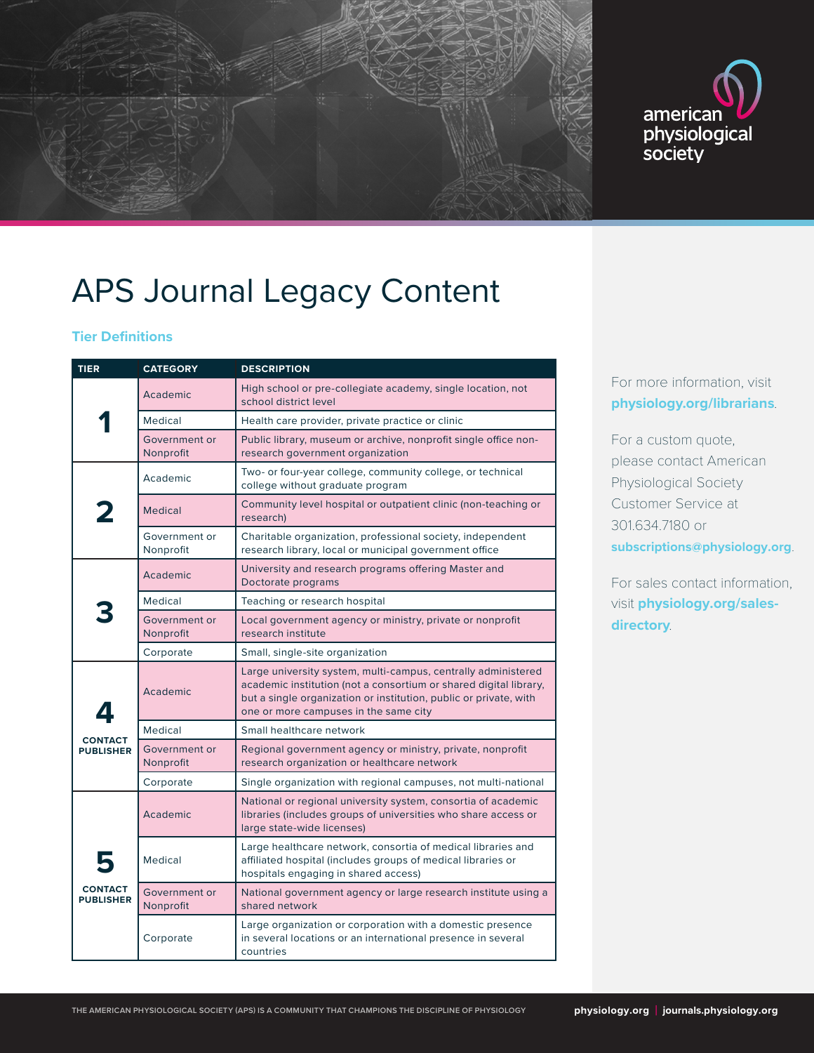american physiological society

# APS Journal Legacy Content

### Tier Definitions

| TIER | CATEGORY | DESCRIPTION |
| --- | --- | --- |
| 1 | Academic | High school or pre-collegiate academy, single location, not school district level |
| | Medical | Health care provider, private practice or clinic |
| | Government or Nonprofit | Public library, museum or archive, nonprofit single office non-research government organization |
| 2 | Academic | Two- or four-year college, community college, or technical college without graduate program |
| | Medical | Community level hospital or outpatient clinic (non-teaching or research) |
| | Government or Nonprofit | Charitable organization, professional society, independent research library, local or municipal government office |
| 3 | Academic | University and research programs offering Master and Doctorate programs |
| | Medical | Teaching or research hospital |
| | Government or Nonprofit | Local government agency or ministry, private or nonprofit research institute |
| | Corporate | Small, single-site organization |
| 4 CONTACT PUBLISHER | Academic | Large university system, multi-campus, centrally administered academic institution (not a consortium or shared digital library, but a single organization or institution, public or private, with one or more campuses in the same city |
| | Medical | Small healthcare network |
| | Government or Nonprofit | Regional government agency or ministry, private, nonprofit research organization or healthcare network |
| | Corporate | Single organization with regional campuses, not multi-national |
| 5 CONTACT PUBLISHER | Academic | National or regional university system, consortia of academic libraries (includes groups of universities who share access or large state-wide licenses) |
| | Medical | Large healthcare network, consortia of medical libraries and affiliated hospital (includes groups of medical libraries or hospitals engaging in shared access) |
| | Government or Nonprofit | National government agency or large research institute using a shared network |
| | Corporate | Large organization or corporation with a domestic presence in several locations or an international presence in several countries |

For more information, visit **physiology.org/librarians**.

For a custom quote, please contact American Physiological Society Customer Service at 301.634.7180 or **subscriptions@physiology.org**.

For sales contact information, visit **physiology.org/sales-directory**.

THE AMERICAN PHYSIOLOGICAL SOCIETY (APS) IS A COMMUNITY THAT CHAMPIONS THE DISCIPLINE OF PHYSIOLOGY

**physiology.org** | **journals.physiology.org**